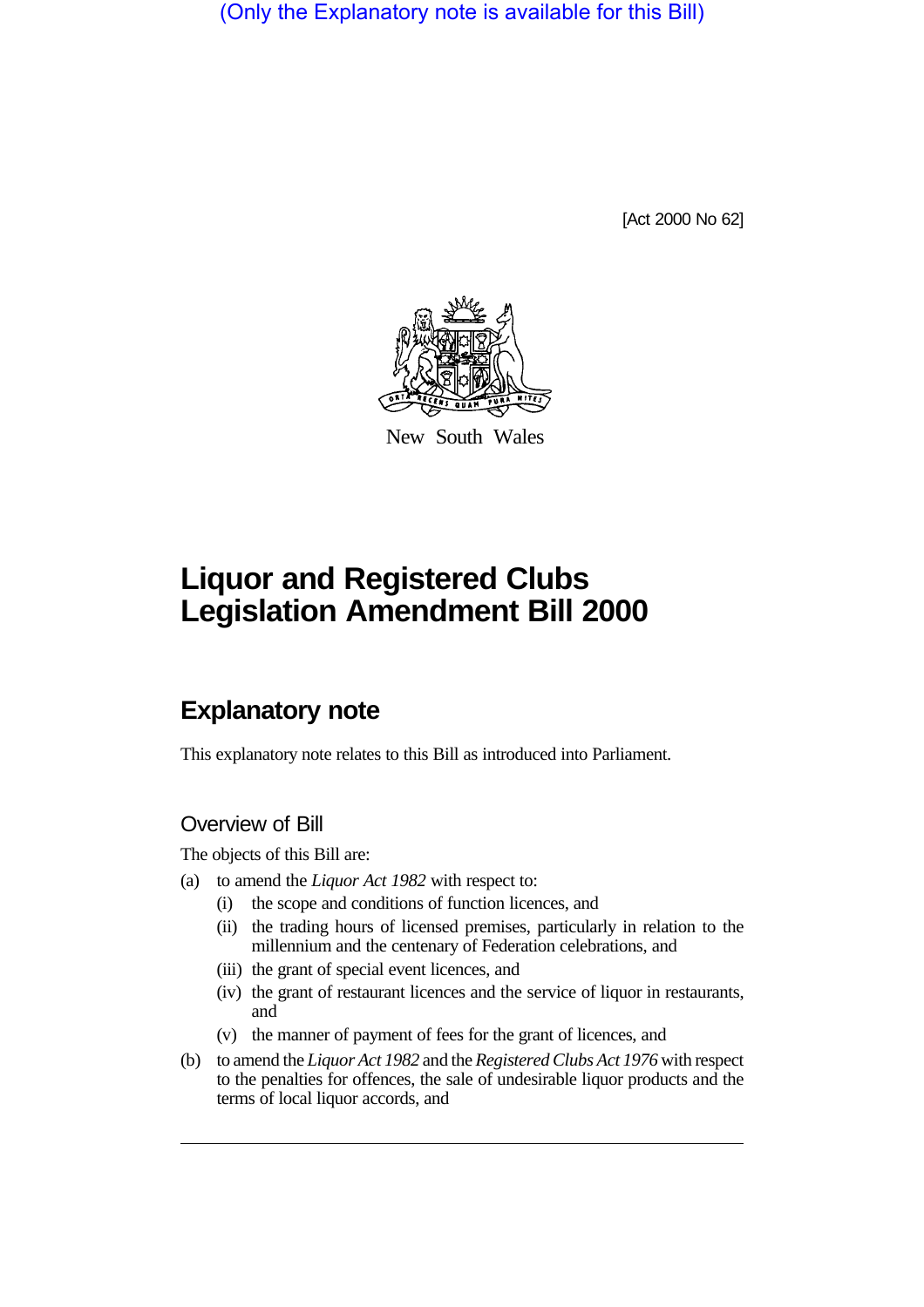(Only the Explanatory note is available for this Bill)

[Act 2000 No 62]

New South Wales

# Liquor and Registered Clubs Legislation Amendment Bill 2000

## Explanatory note

This explanatory note relates to this Bill as introduced into Parliament.

### Overview of Bill

The objects of this Bill are:

(a) to amend the *Liquor Act 1982* with respect to:

  (i) the scope and conditions of function licences, and

  (ii) the trading hours of licensed premises, particularly in relation to the millennium and the centenary of Federation celebrations, and

  (iii) the grant of special event licences, and

  (iv) the grant of restaurant licences and the service of liquor in restaurants, and

  (v) the manner of payment of fees for the grant of licences, and

(b) to amend the *Liquor Act 1982* and the *Registered Clubs Act 1976* with respect to the penalties for offences, the sale of undesirable liquor products and the terms of local liquor accords, and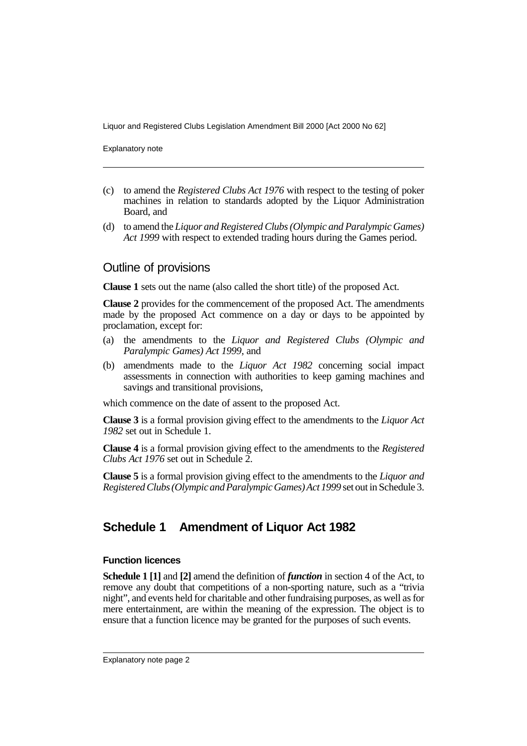(c) to amend the *Registered Clubs Act 1976* with respect to the testing of poker machines in relation to standards adopted by the Liquor Administration Board, and

(d) to amend the *Liquor and Registered Clubs (Olympic and Paralympic Games) Act 1999* with respect to extended trading hours during the Games period.

## Outline of provisions

**Clause 1** sets out the name (also called the short title) of the proposed Act.

**Clause 2** provides for the commencement of the proposed Act. The amendments made by the proposed Act commence on a day or days to be appointed by proclamation, except for:

(a) the amendments to the *Liquor and Registered Clubs (Olympic and Paralympic Games) Act 1999*, and

(b) amendments made to the *Liquor Act 1982* concerning social impact assessments in connection with authorities to keep gaming machines and savings and transitional provisions,

which commence on the date of assent to the proposed Act.

**Clause 3** is a formal provision giving effect to the amendments to the *Liquor Act 1982* set out in Schedule 1.

**Clause 4** is a formal provision giving effect to the amendments to the *Registered Clubs Act 1976* set out in Schedule 2.

**Clause 5** is a formal provision giving effect to the amendments to the *Liquor and Registered Clubs (Olympic and Paralympic Games) Act 1999* set out in Schedule 3.

## Schedule 1 Amendment of Liquor Act 1982

### Function licences

**Schedule 1 [1]** and **[2]** amend the definition of ***function*** in section 4 of the Act, to remove any doubt that competitions of a non-sporting nature, such as a "trivia night", and events held for charitable and other fundraising purposes, as well as for mere entertainment, are within the meaning of the expression. The object is to ensure that a function licence may be granted for the purposes of such events.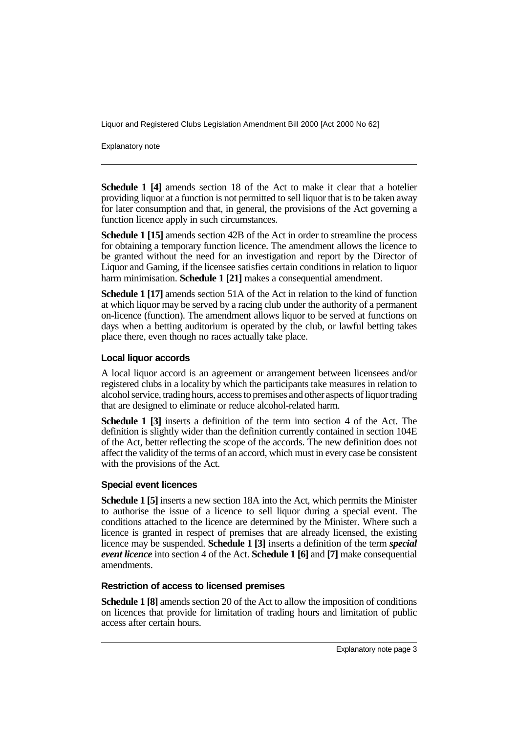**Schedule 1 [4]** amends section 18 of the Act to make it clear that a hotelier providing liquor at a function is not permitted to sell liquor that is to be taken away for later consumption and that, in general, the provisions of the Act governing a function licence apply in such circumstances.

**Schedule 1 [15]** amends section 42B of the Act in order to streamline the process for obtaining a temporary function licence. The amendment allows the licence to be granted without the need for an investigation and report by the Director of Liquor and Gaming, if the licensee satisfies certain conditions in relation to liquor harm minimisation. **Schedule 1 [21]** makes a consequential amendment.

**Schedule 1 [17]** amends section 51A of the Act in relation to the kind of function at which liquor may be served by a racing club under the authority of a permanent on-licence (function). The amendment allows liquor to be served at functions on days when a betting auditorium is operated by the club, or lawful betting takes place there, even though no races actually take place.

### Local liquor accords

A local liquor accord is an agreement or arrangement between licensees and/or registered clubs in a locality by which the participants take measures in relation to alcohol service, trading hours, access to premises and other aspects of liquor trading that are designed to eliminate or reduce alcohol-related harm.

**Schedule 1 [3]** inserts a definition of the term into section 4 of the Act. The definition is slightly wider than the definition currently contained in section 104E of the Act, better reflecting the scope of the accords. The new definition does not affect the validity of the terms of an accord, which must in every case be consistent with the provisions of the Act.

### Special event licences

**Schedule 1 [5]** inserts a new section 18A into the Act, which permits the Minister to authorise the issue of a licence to sell liquor during a special event. The conditions attached to the licence are determined by the Minister. Where such a licence is granted in respect of premises that are already licensed, the existing licence may be suspended. **Schedule 1 [3]** inserts a definition of the term ***special event licence*** into section 4 of the Act. **Schedule 1 [6]** and **[7]** make consequential amendments.

### Restriction of access to licensed premises

**Schedule 1 [8]** amends section 20 of the Act to allow the imposition of conditions on licences that provide for limitation of trading hours and limitation of public access after certain hours.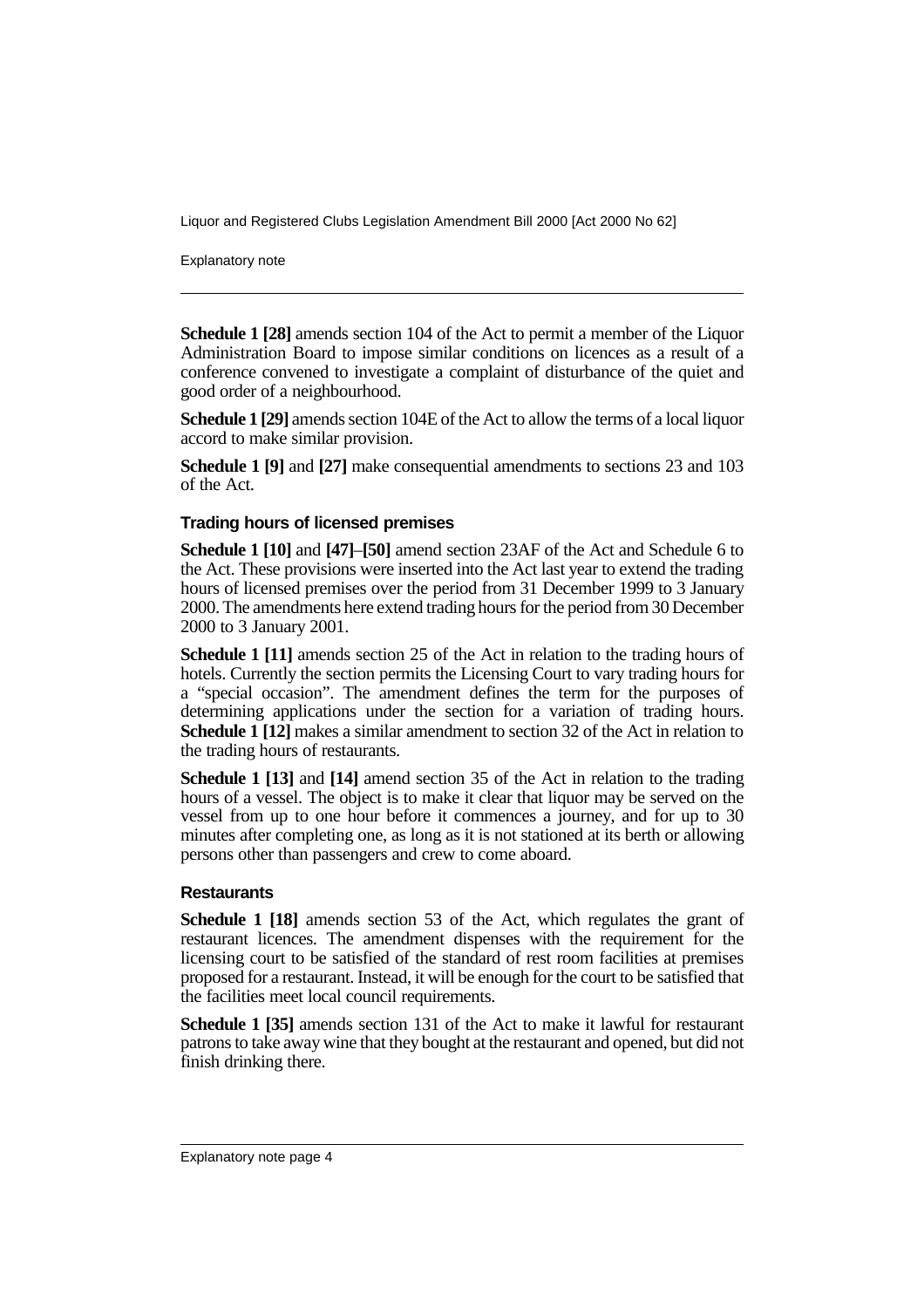**Schedule 1 [28]** amends section 104 of the Act to permit a member of the Liquor Administration Board to impose similar conditions on licences as a result of a conference convened to investigate a complaint of disturbance of the quiet and good order of a neighbourhood.

**Schedule 1 [29]** amends section 104E of the Act to allow the terms of a local liquor accord to make similar provision.

**Schedule 1 [9]** and **[27]** make consequential amendments to sections 23 and 103 of the Act.

### Trading hours of licensed premises

**Schedule 1 [10]** and **[47]**–**[50]** amend section 23AF of the Act and Schedule 6 to the Act. These provisions were inserted into the Act last year to extend the trading hours of licensed premises over the period from 31 December 1999 to 3 January 2000. The amendments here extend trading hours for the period from 30 December 2000 to 3 January 2001.

**Schedule 1 [11]** amends section 25 of the Act in relation to the trading hours of hotels. Currently the section permits the Licensing Court to vary trading hours for a "special occasion". The amendment defines the term for the purposes of determining applications under the section for a variation of trading hours. **Schedule 1 [12]** makes a similar amendment to section 32 of the Act in relation to the trading hours of restaurants.

**Schedule 1 [13]** and **[14]** amend section 35 of the Act in relation to the trading hours of a vessel. The object is to make it clear that liquor may be served on the vessel from up to one hour before it commences a journey, and for up to 30 minutes after completing one, as long as it is not stationed at its berth or allowing persons other than passengers and crew to come aboard.

### Restaurants

**Schedule 1 [18]** amends section 53 of the Act, which regulates the grant of restaurant licences. The amendment dispenses with the requirement for the licensing court to be satisfied of the standard of rest room facilities at premises proposed for a restaurant. Instead, it will be enough for the court to be satisfied that the facilities meet local council requirements.

**Schedule 1 [35]** amends section 131 of the Act to make it lawful for restaurant patrons to take away wine that they bought at the restaurant and opened, but did not finish drinking there.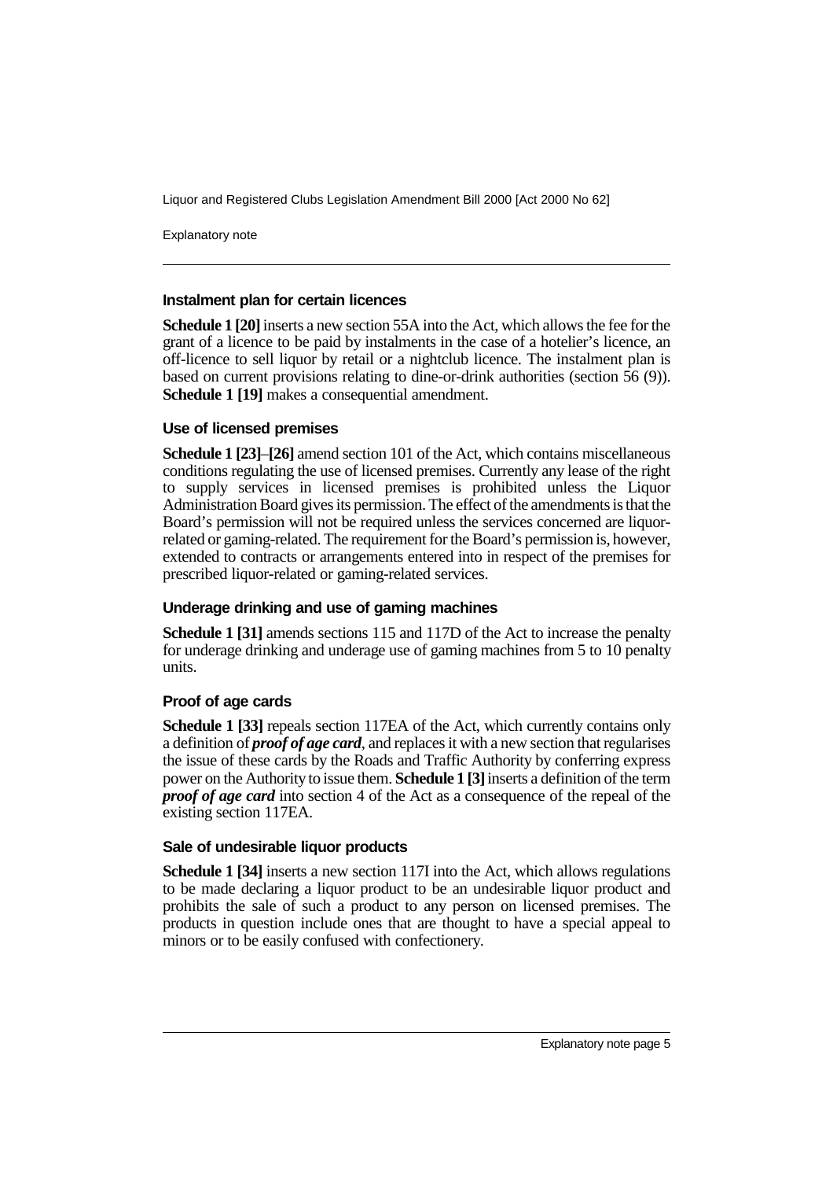### Instalment plan for certain licences

**Schedule 1 [20]** inserts a new section 55A into the Act, which allows the fee for the grant of a licence to be paid by instalments in the case of a hotelier's licence, an off-licence to sell liquor by retail or a nightclub licence. The instalment plan is based on current provisions relating to dine-or-drink authorities (section 56 (9)). **Schedule 1 [19]** makes a consequential amendment.

### Use of licensed premises

**Schedule 1 [23]**–**[26]** amend section 101 of the Act, which contains miscellaneous conditions regulating the use of licensed premises. Currently any lease of the right to supply services in licensed premises is prohibited unless the Liquor Administration Board gives its permission. The effect of the amendments is that the Board's permission will not be required unless the services concerned are liquor-related or gaming-related. The requirement for the Board's permission is, however, extended to contracts or arrangements entered into in respect of the premises for prescribed liquor-related or gaming-related services.

### Underage drinking and use of gaming machines

**Schedule 1 [31]** amends sections 115 and 117D of the Act to increase the penalty for underage drinking and underage use of gaming machines from 5 to 10 penalty units.

### Proof of age cards

**Schedule 1 [33]** repeals section 117EA of the Act, which currently contains only a definition of ***proof of age card***, and replaces it with a new section that regularises the issue of these cards by the Roads and Traffic Authority by conferring express power on the Authority to issue them. **Schedule 1 [3]** inserts a definition of the term ***proof of age card*** into section 4 of the Act as a consequence of the repeal of the existing section 117EA.

### Sale of undesirable liquor products

**Schedule 1 [34]** inserts a new section 117I into the Act, which allows regulations to be made declaring a liquor product to be an undesirable liquor product and prohibits the sale of such a product to any person on licensed premises. The products in question include ones that are thought to have a special appeal to minors or to be easily confused with confectionery.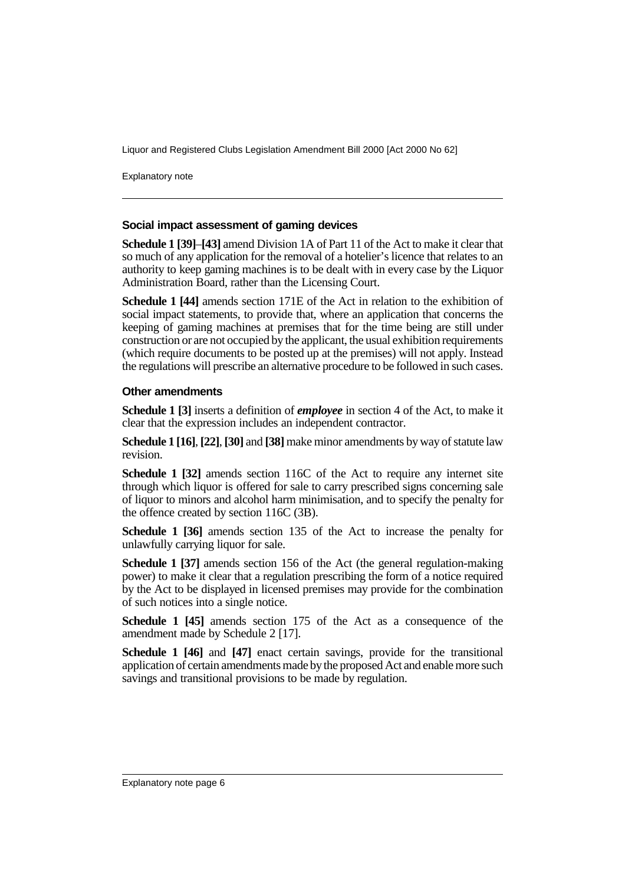### Social impact assessment of gaming devices

**Schedule 1 [39]**–**[43]** amend Division 1A of Part 11 of the Act to make it clear that so much of any application for the removal of a hotelier's licence that relates to an authority to keep gaming machines is to be dealt with in every case by the Liquor Administration Board, rather than the Licensing Court.

**Schedule 1 [44]** amends section 171E of the Act in relation to the exhibition of social impact statements, to provide that, where an application that concerns the keeping of gaming machines at premises that for the time being are still under construction or are not occupied by the applicant, the usual exhibition requirements (which require documents to be posted up at the premises) will not apply. Instead the regulations will prescribe an alternative procedure to be followed in such cases.

### Other amendments

**Schedule 1 [3]** inserts a definition of ***employee*** in section 4 of the Act, to make it clear that the expression includes an independent contractor.

**Schedule 1 [16]**, **[22]**, **[30]** and **[38]** make minor amendments by way of statute law revision.

**Schedule 1 [32]** amends section 116C of the Act to require any internet site through which liquor is offered for sale to carry prescribed signs concerning sale of liquor to minors and alcohol harm minimisation, and to specify the penalty for the offence created by section 116C (3B).

**Schedule 1 [36]** amends section 135 of the Act to increase the penalty for unlawfully carrying liquor for sale.

**Schedule 1 [37]** amends section 156 of the Act (the general regulation-making power) to make it clear that a regulation prescribing the form of a notice required by the Act to be displayed in licensed premises may provide for the combination of such notices into a single notice.

**Schedule 1 [45]** amends section 175 of the Act as a consequence of the amendment made by Schedule 2 [17].

**Schedule 1 [46]** and **[47]** enact certain savings, provide for the transitional application of certain amendments made by the proposed Act and enable more such savings and transitional provisions to be made by regulation.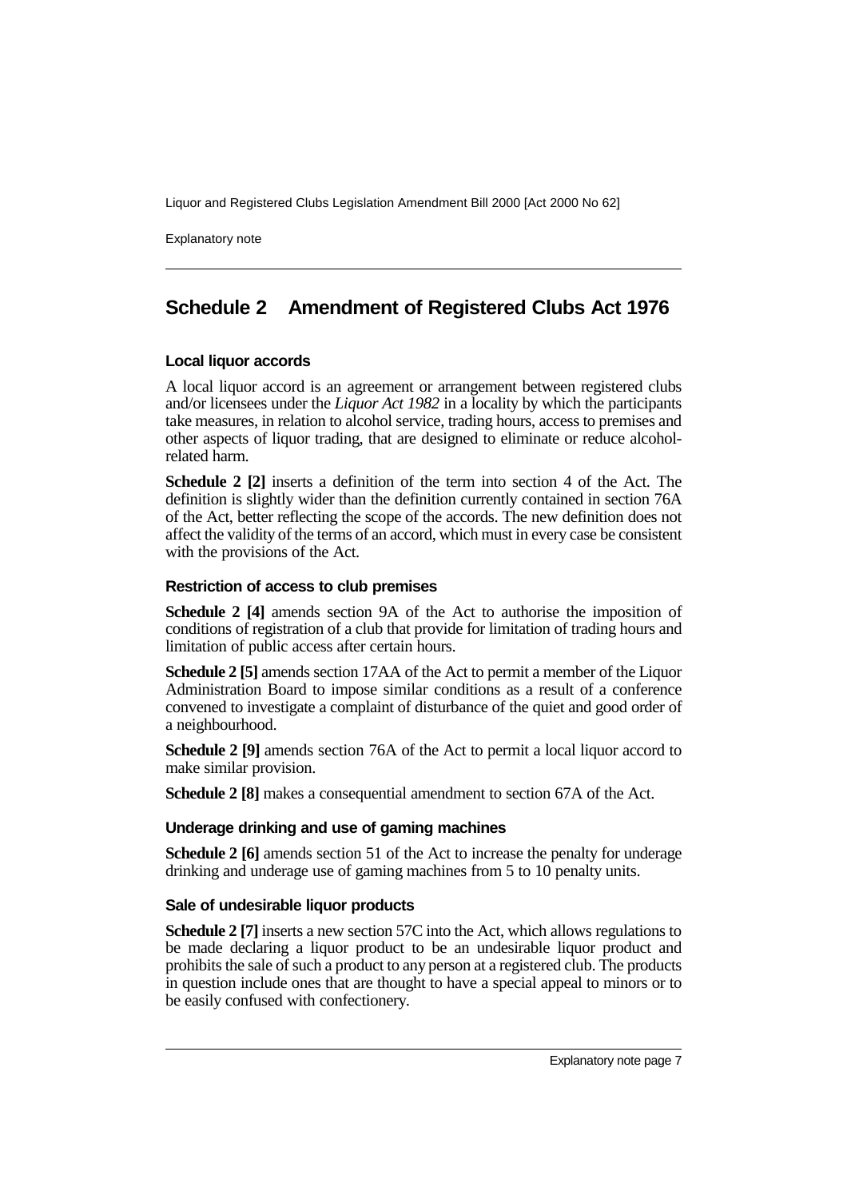## Schedule 2 Amendment of Registered Clubs Act 1976

### Local liquor accords

A local liquor accord is an agreement or arrangement between registered clubs and/or licensees under the *Liquor Act 1982* in a locality by which the participants take measures, in relation to alcohol service, trading hours, access to premises and other aspects of liquor trading, that are designed to eliminate or reduce alcohol-related harm.

**Schedule 2 [2]** inserts a definition of the term into section 4 of the Act. The definition is slightly wider than the definition currently contained in section 76A of the Act, better reflecting the scope of the accords. The new definition does not affect the validity of the terms of an accord, which must in every case be consistent with the provisions of the Act.

### Restriction of access to club premises

**Schedule 2 [4]** amends section 9A of the Act to authorise the imposition of conditions of registration of a club that provide for limitation of trading hours and limitation of public access after certain hours.

**Schedule 2 [5]** amends section 17AA of the Act to permit a member of the Liquor Administration Board to impose similar conditions as a result of a conference convened to investigate a complaint of disturbance of the quiet and good order of a neighbourhood.

**Schedule 2 [9]** amends section 76A of the Act to permit a local liquor accord to make similar provision.

**Schedule 2 [8]** makes a consequential amendment to section 67A of the Act.

### Underage drinking and use of gaming machines

**Schedule 2 [6]** amends section 51 of the Act to increase the penalty for underage drinking and underage use of gaming machines from 5 to 10 penalty units.

### Sale of undesirable liquor products

**Schedule 2 [7]** inserts a new section 57C into the Act, which allows regulations to be made declaring a liquor product to be an undesirable liquor product and prohibits the sale of such a product to any person at a registered club. The products in question include ones that are thought to have a special appeal to minors or to be easily confused with confectionery.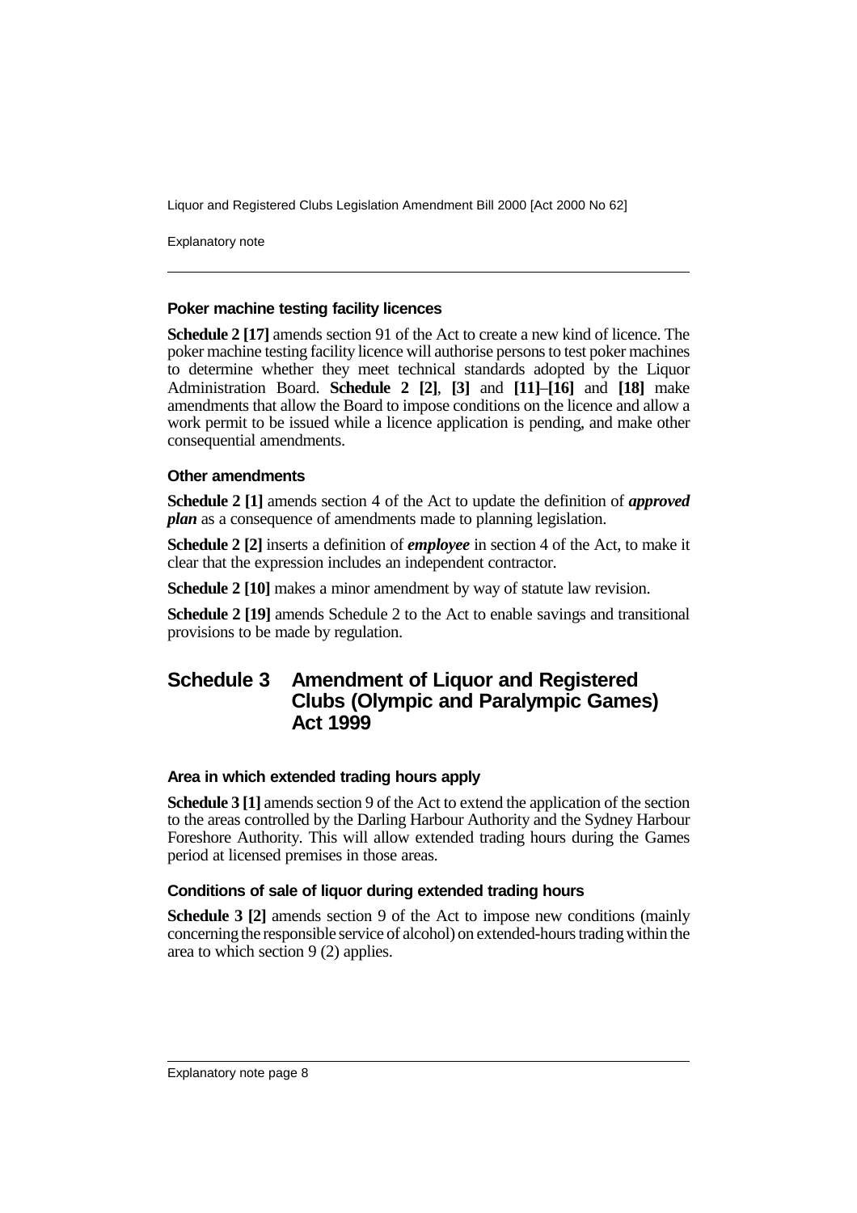### Poker machine testing facility licences

**Schedule 2 [17]** amends section 91 of the Act to create a new kind of licence. The poker machine testing facility licence will authorise persons to test poker machines to determine whether they meet technical standards adopted by the Liquor Administration Board. **Schedule 2 [2]**, **[3]** and **[11]**–**[16]** and **[18]** make amendments that allow the Board to impose conditions on the licence and allow a work permit to be issued while a licence application is pending, and make other consequential amendments.

### Other amendments

**Schedule 2 [1]** amends section 4 of the Act to update the definition of ***approved plan*** as a consequence of amendments made to planning legislation.

**Schedule 2 [2]** inserts a definition of ***employee*** in section 4 of the Act, to make it clear that the expression includes an independent contractor.

**Schedule 2 [10]** makes a minor amendment by way of statute law revision.

**Schedule 2 [19]** amends Schedule 2 to the Act to enable savings and transitional provisions to be made by regulation.

## Schedule 3 Amendment of Liquor and Registered Clubs (Olympic and Paralympic Games) Act 1999

### Area in which extended trading hours apply

**Schedule 3 [1]** amends section 9 of the Act to extend the application of the section to the areas controlled by the Darling Harbour Authority and the Sydney Harbour Foreshore Authority. This will allow extended trading hours during the Games period at licensed premises in those areas.

### Conditions of sale of liquor during extended trading hours

**Schedule 3 [2]** amends section 9 of the Act to impose new conditions (mainly concerning the responsible service of alcohol) on extended-hours trading within the area to which section 9 (2) applies.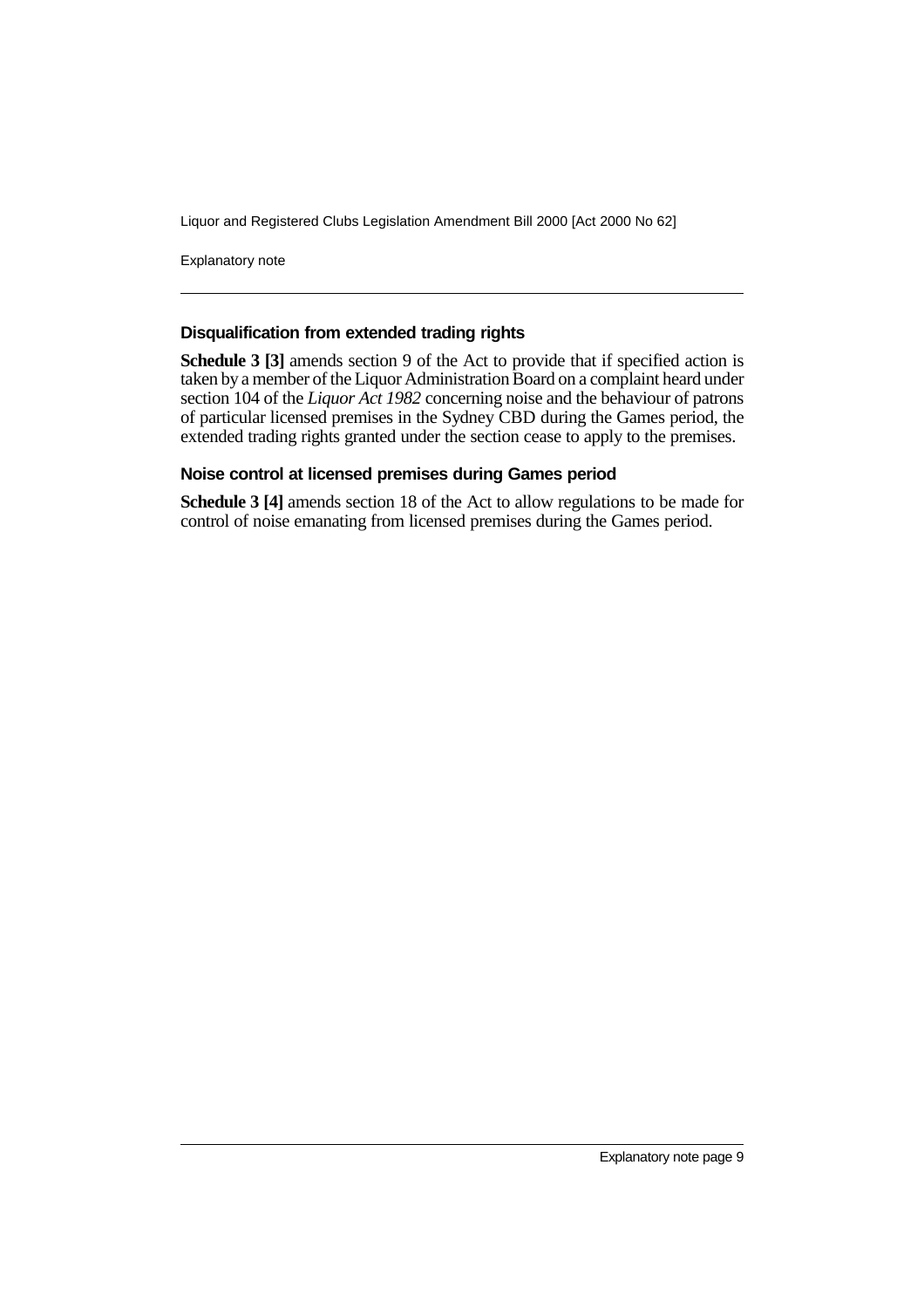### Disqualification from extended trading rights

**Schedule 3 [3]** amends section 9 of the Act to provide that if specified action is taken by a member of the Liquor Administration Board on a complaint heard under section 104 of the *Liquor Act 1982* concerning noise and the behaviour of patrons of particular licensed premises in the Sydney CBD during the Games period, the extended trading rights granted under the section cease to apply to the premises.

### Noise control at licensed premises during Games period

**Schedule 3 [4]** amends section 18 of the Act to allow regulations to be made for control of noise emanating from licensed premises during the Games period.